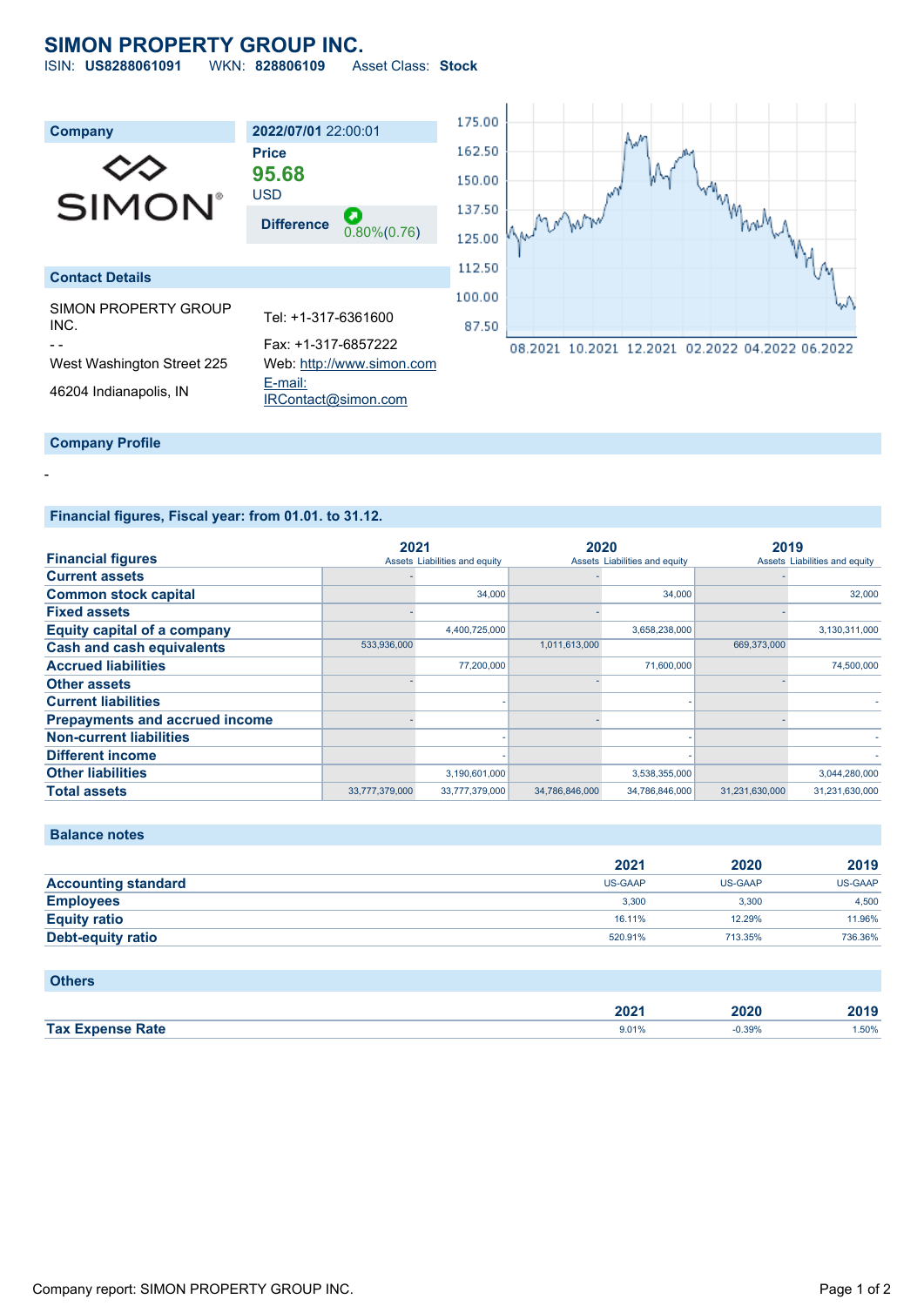# SIMON PROPERTY GROUP INC.

ISIN: **US8288061091** WKN: **828806109** Asset Class: **Stock**

**Company**

**2022/07/01** 22:00:01

**Price**

**95.68**

USD

**Difference** 0.80%(0.76)

175.00
162.50
150.00
137.50
125.00
112.50
100.00
87.50

08.2021 10.2021 12.2021 02.2022 04.2022 06.2022

**Contact Details**

SIMON PROPERTY GROUP INC.

- -

West Washington Street 225

46204 Indianapolis, IN

Tel: +1-317-6361600

Fax: +1-317-6857222

Web: http://www.simon.com

E-mail: IRContact@simon.com

## Company Profile

-

## Financial figures, Fiscal year: from 01.01. to 31.12.

| Financial figures | 2021 | | 2020 | | 2019 | |
|---|---|---|---|---|---|---|
| | Assets | Liabilities and equity | Assets | Liabilities and equity | Assets | Liabilities and equity |
| **Current assets** | - | | - | | - | |
| **Common stock capital** | | 34,000 | | 34,000 | | 32,000 |
| **Fixed assets** | - | | - | | - | |
| **Equity capital of a company** | | 4,400,725,000 | | 3,658,238,000 | | 3,130,311,000 |
| **Cash and cash equivalents** | 533,936,000 | | 1,011,613,000 | | 669,373,000 | |
| **Accrued liabilities** | | 77,200,000 | | 71,600,000 | | 74,500,000 |
| **Other assets** | - | | - | | - | |
| **Current liabilities** | | - | | - | | - |
| **Prepayments and accrued income** | - | | - | | - | |
| **Non-current liabilities** | | - | | - | | - |
| **Different income** | | - | | - | | - |
| **Other liabilities** | | 3,190,601,000 | | 3,538,355,000 | | 3,044,280,000 |
| **Total assets** | 33,777,379,000 | 33,777,379,000 | 34,786,846,000 | 34,786,846,000 | 31,231,630,000 | 31,231,630,000 |

## Balance notes

| | 2021 | 2020 | 2019 |
|---|---|---|---|
| **Accounting standard** | US-GAAP | US-GAAP | US-GAAP |
| **Employees** | 3,300 | 3,300 | 4,500 |
| **Equity ratio** | 16.11% | 12.29% | 11.96% |
| **Debt-equity ratio** | 520.91% | 713.35% | 736.36% |

## Others

| | 2021 | 2020 | 2019 |
|---|---|---|---|
| **Tax Expense Rate** | 9.01% | -0.39% | 1.50% |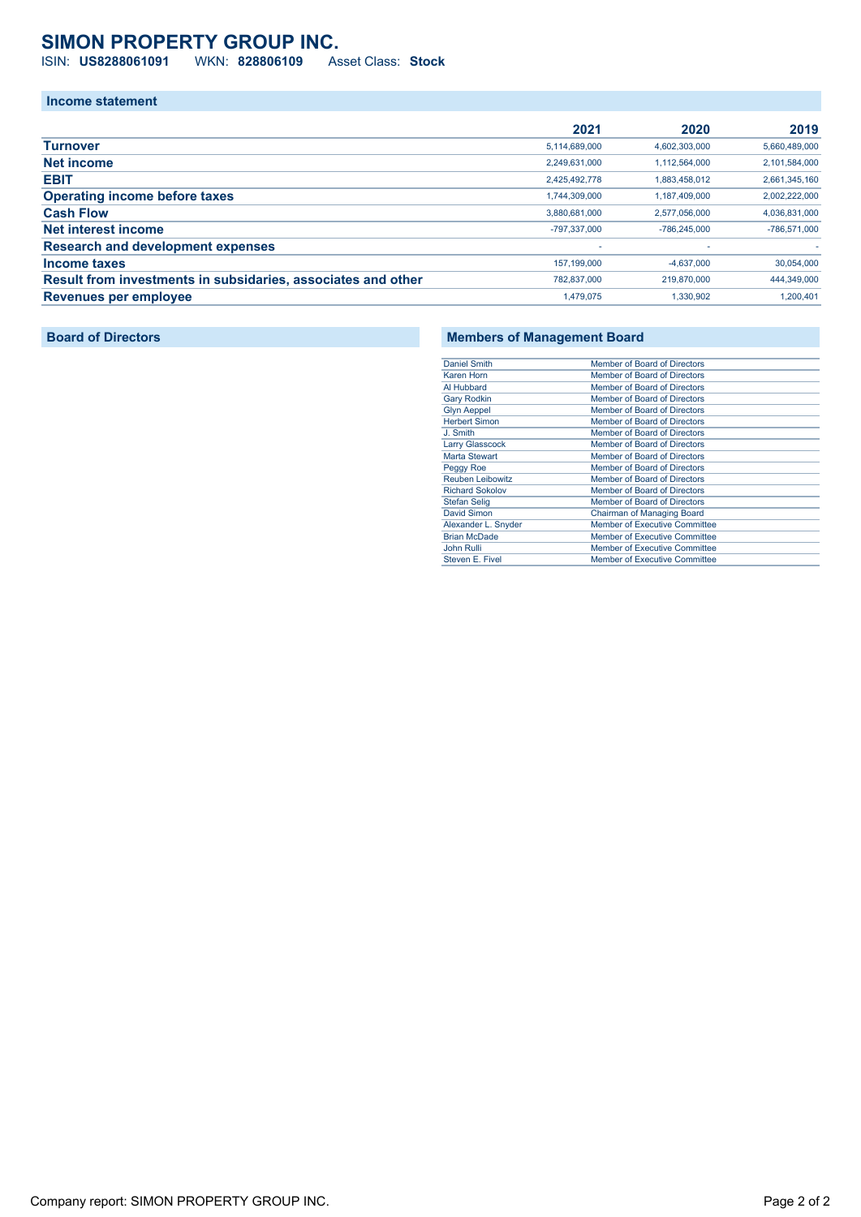# SIMON PROPERTY GROUP INC.

ISIN: **US8288061091** WKN: **828806109** Asset Class: **Stock**

## Income statement

| | 2021 | 2020 | 2019 |
|---|---|---|---|
| **Turnover** | 5,114,689,000 | 4,602,303,000 | 5,660,489,000 |
| **Net income** | 2,249,631,000 | 1,112,564,000 | 2,101,584,000 |
| **EBIT** | 2,425,492,778 | 1,883,458,012 | 2,661,345,160 |
| **Operating income before taxes** | 1,744,309,000 | 1,187,409,000 | 2,002,222,000 |
| **Cash Flow** | 3,880,681,000 | 2,577,056,000 | 4,036,831,000 |
| **Net interest income** | -797,337,000 | -786,245,000 | -786,571,000 |
| **Research and development expenses** | - | - | - |
| **Income taxes** | 157,199,000 | -4,637,000 | 30,054,000 |
| **Result from investments in subsidaries, associates and other** | 782,837,000 | 219,870,000 | 444,349,000 |
| **Revenues per employee** | 1,479,075 | 1,330,902 | 1,200,401 |

## Board of Directors

## Members of Management Board

| | |
|---|---|
| Daniel Smith | Member of Board of Directors |
| Karen Horn | Member of Board of Directors |
| Al Hubbard | Member of Board of Directors |
| Gary Rodkin | Member of Board of Directors |
| Glyn Aeppel | Member of Board of Directors |
| Herbert Simon | Member of Board of Directors |
| J. Smith | Member of Board of Directors |
| Larry Glasscock | Member of Board of Directors |
| Marta Stewart | Member of Board of Directors |
| Peggy Roe | Member of Board of Directors |
| Reuben Leibowitz | Member of Board of Directors |
| Richard Sokolov | Member of Board of Directors |
| Stefan Selig | Member of Board of Directors |
| David Simon | Chairman of Managing Board |
| Alexander L. Snyder | Member of Executive Committee |
| Brian McDade | Member of Executive Committee |
| John Rulli | Member of Executive Committee |
| Steven E. Fivel | Member of Executive Committee |